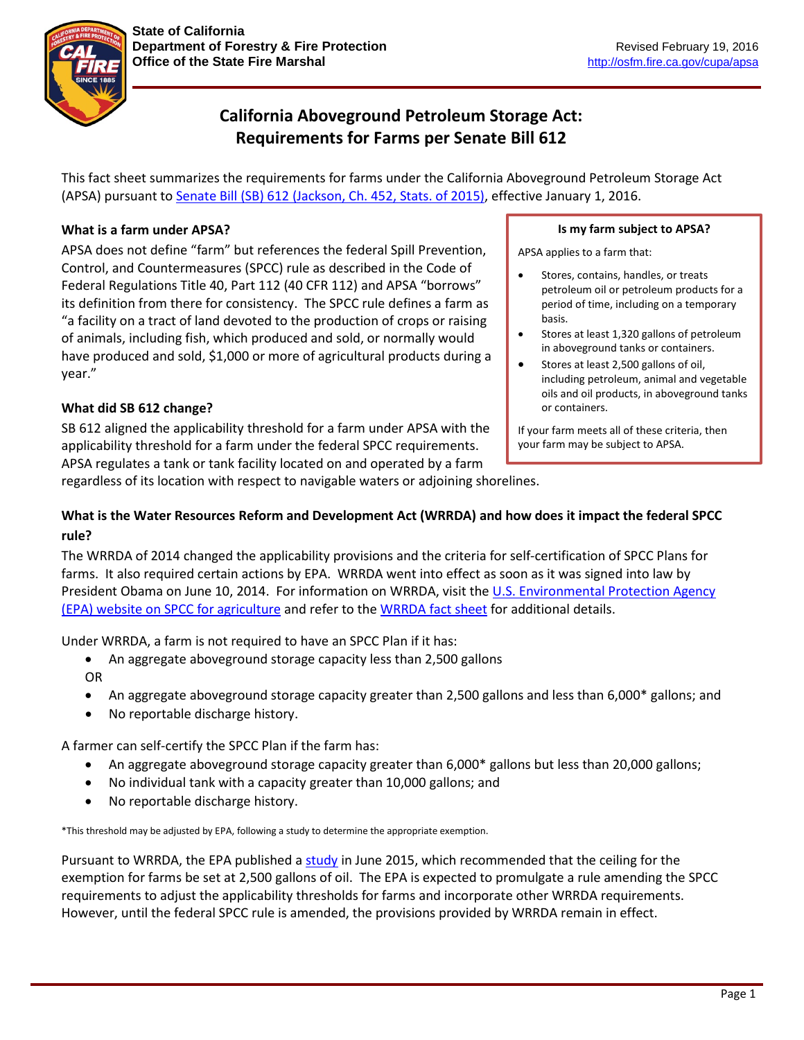State of California
Department of Forestry & Fire Protection
Office of the State Fire Marshal

Revised February 19, 2016
http://osfm.fire.ca.gov/cupa/apsa

# California Aboveground Petroleum Storage Act: Requirements for Farms per Senate Bill 612

This fact sheet summarizes the requirements for farms under the California Aboveground Petroleum Storage Act (APSA) pursuant to [Senate Bill (SB) 612 (Jackson, Ch. 452, Stats. of 2015)](), effective January 1, 2016.

### What is a farm under APSA?

APSA does not define "farm" but references the federal Spill Prevention, Control, and Countermeasures (SPCC) rule as described in the Code of Federal Regulations Title 40, Part 112 (40 CFR 112) and APSA "borrows" its definition from there for consistency. The SPCC rule defines a farm as "a facility on a tract of land devoted to the production of crops or raising of animals, including fish, which produced and sold, or normally would have produced and sold, $1,000 or more of agricultural products during a year."

> **Is my farm subject to APSA?**
>
> APSA applies to a farm that:
>
> - Stores, contains, handles, or treats petroleum oil or petroleum products for a period of time, including on a temporary basis.
> - Stores at least 1,320 gallons of petroleum in aboveground tanks or containers.
> - Stores at least 2,500 gallons of oil, including petroleum, animal and vegetable oils and oil products, in aboveground tanks or containers.
>
> If your farm meets all of these criteria, then your farm may be subject to APSA.

### What did SB 612 change?

SB 612 aligned the applicability threshold for a farm under APSA with the applicability threshold for a farm under the federal SPCC requirements. APSA regulates a tank or tank facility located on and operated by a farm regardless of its location with respect to navigable waters or adjoining shorelines.

### What is the Water Resources Reform and Development Act (WRRDA) and how does it impact the federal SPCC rule?

The WRRDA of 2014 changed the applicability provisions and the criteria for self-certification of SPCC Plans for farms. It also required certain actions by EPA. WRRDA went into effect as soon as it was signed into law by President Obama on June 10, 2014. For information on WRRDA, visit the [U.S. Environmental Protection Agency (EPA) website on SPCC for agriculture]() and refer to the [WRRDA fact sheet]() for additional details.

Under WRRDA, a farm is not required to have an SPCC Plan if it has:

- An aggregate aboveground storage capacity less than 2,500 gallons

OR

- An aggregate aboveground storage capacity greater than 2,500 gallons and less than 6,000* gallons; and
- No reportable discharge history.

A farmer can self-certify the SPCC Plan if the farm has:

- An aggregate aboveground storage capacity greater than 6,000* gallons but less than 20,000 gallons;
- No individual tank with a capacity greater than 10,000 gallons; and
- No reportable discharge history.

*This threshold may be adjusted by EPA, following a study to determine the appropriate exemption.

Pursuant to WRRDA, the EPA published a [study]() in June 2015, which recommended that the ceiling for the exemption for farms be set at 2,500 gallons of oil. The EPA is expected to promulgate a rule amending the SPCC requirements to adjust the applicability thresholds for farms and incorporate other WRRDA requirements. However, until the federal SPCC rule is amended, the provisions provided by WRRDA remain in effect.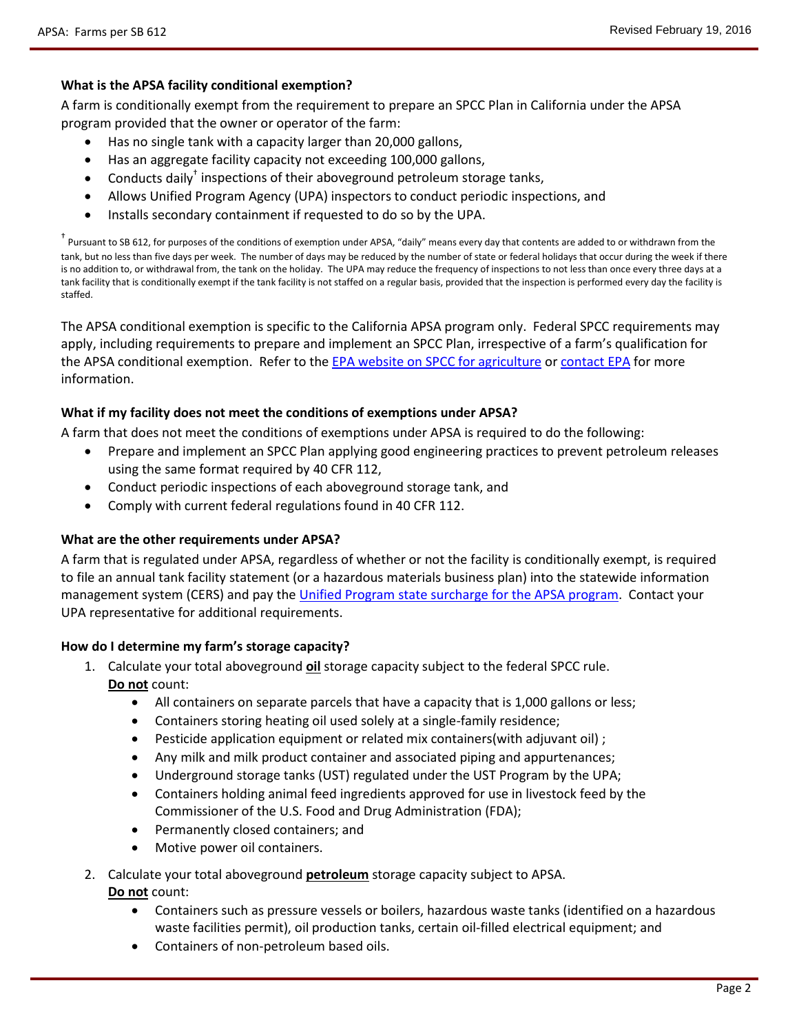### What is the APSA facility conditional exemption?

A farm is conditionally exempt from the requirement to prepare an SPCC Plan in California under the APSA program provided that the owner or operator of the farm:

- Has no single tank with a capacity larger than 20,000 gallons,
- Has an aggregate facility capacity not exceeding 100,000 gallons,
- Conducts daily† inspections of their aboveground petroleum storage tanks,
- Allows Unified Program Agency (UPA) inspectors to conduct periodic inspections, and
- Installs secondary containment if requested to do so by the UPA.

† Pursuant to SB 612, for purposes of the conditions of exemption under APSA, "daily" means every day that contents are added to or withdrawn from the tank, but no less than five days per week. The number of days may be reduced by the number of state or federal holidays that occur during the week if there is no addition to, or withdrawal from, the tank on the holiday. The UPA may reduce the frequency of inspections to not less than once every three days at a tank facility that is conditionally exempt if the tank facility is not staffed on a regular basis, provided that the inspection is performed every day the facility is staffed.

The APSA conditional exemption is specific to the California APSA program only. Federal SPCC requirements may apply, including requirements to prepare and implement an SPCC Plan, irrespective of a farm's qualification for the APSA conditional exemption. Refer to the EPA website on SPCC for agriculture or contact EPA for more information.

### What if my facility does not meet the conditions of exemptions under APSA?

A farm that does not meet the conditions of exemptions under APSA is required to do the following:

- Prepare and implement an SPCC Plan applying good engineering practices to prevent petroleum releases using the same format required by 40 CFR 112,
- Conduct periodic inspections of each aboveground storage tank, and
- Comply with current federal regulations found in 40 CFR 112.

### What are the other requirements under APSA?

A farm that is regulated under APSA, regardless of whether or not the facility is conditionally exempt, is required to file an annual tank facility statement (or a hazardous materials business plan) into the statewide information management system (CERS) and pay the Unified Program state surcharge for the APSA program. Contact your UPA representative for additional requirements.

### How do I determine my farm's storage capacity?

1. Calculate your total aboveground **oil** storage capacity subject to the federal SPCC rule.
   **Do not** count:
   - All containers on separate parcels that have a capacity that is 1,000 gallons or less;
   - Containers storing heating oil used solely at a single-family residence;
   - Pesticide application equipment or related mix containers(with adjuvant oil) ;
   - Any milk and milk product container and associated piping and appurtenances;
   - Underground storage tanks (UST) regulated under the UST Program by the UPA;
   - Containers holding animal feed ingredients approved for use in livestock feed by the Commissioner of the U.S. Food and Drug Administration (FDA);
   - Permanently closed containers; and
   - Motive power oil containers.
2. Calculate your total aboveground **petroleum** storage capacity subject to APSA.
   **Do not** count:
   - Containers such as pressure vessels or boilers, hazardous waste tanks (identified on a hazardous waste facilities permit), oil production tanks, certain oil-filled electrical equipment; and
   - Containers of non-petroleum based oils.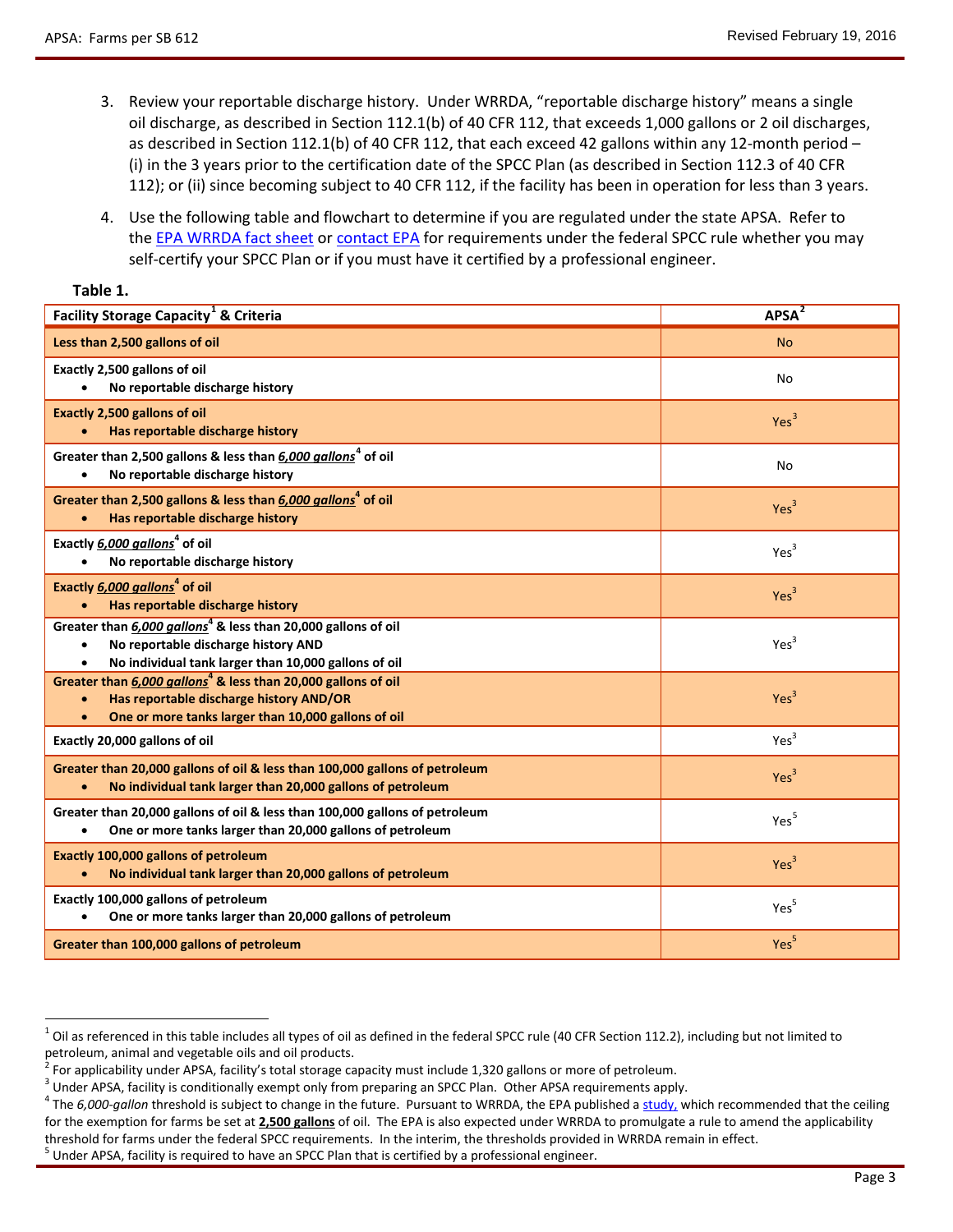3. Review your reportable discharge history. Under WRRDA, "reportable discharge history" means a single oil discharge, as described in Section 112.1(b) of 40 CFR 112, that exceeds 1,000 gallons or 2 oil discharges, as described in Section 112.1(b) of 40 CFR 112, that each exceed 42 gallons within any 12-month period – (i) in the 3 years prior to the certification date of the SPCC Plan (as described in Section 112.3 of 40 CFR 112); or (ii) since becoming subject to 40 CFR 112, if the facility has been in operation for less than 3 years.

4. Use the following table and flowchart to determine if you are regulated under the state APSA. Refer to the EPA WRRDA fact sheet or contact EPA for requirements under the federal SPCC rule whether you may self-certify your SPCC Plan or if you must have it certified by a professional engineer.

**Table 1.**

| **Facility Storage Capacity[1] & Criteria** | **APSA[2]** |
|---|---|
| **Less than 2,500 gallons of oil** | No |
| **Exactly 2,500 gallons of oil**<br>• **No reportable discharge history** | No |
| **Exactly 2,500 gallons of oil**<br>• **Has reportable discharge history** | Yes[3] |
| **Greater than 2,500 gallons & less than *6,000 gallons*[4] of oil**<br>• **No reportable discharge history** | No |
| **Greater than 2,500 gallons & less than *6,000 gallons*[4] of oil**<br>• **Has reportable discharge history** | Yes[3] |
| **Exactly *6,000 gallons*[4] of oil**<br>• **No reportable discharge history** | Yes[3] |
| **Exactly *6,000 gallons*[4] of oil**<br>• **Has reportable discharge history** | Yes[3] |
| **Greater than *6,000 gallons*[4] & less than 20,000 gallons of oil**<br>• **No reportable discharge history AND**<br>• **No individual tank larger than 10,000 gallons of oil** | Yes[3] |
| **Greater than *6,000 gallons*[4] & less than 20,000 gallons of oil**<br>• **Has reportable discharge history AND/OR**<br>• **One or more tanks larger than 10,000 gallons of oil** | Yes[3] |
| **Exactly 20,000 gallons of oil** | Yes[3] |
| **Greater than 20,000 gallons of oil & less than 100,000 gallons of petroleum**<br>• **No individual tank larger than 20,000 gallons of petroleum** | Yes[3] |
| **Greater than 20,000 gallons of oil & less than 100,000 gallons of petroleum**<br>• **One or more tanks larger than 20,000 gallons of petroleum** | Yes[5] |
| **Exactly 100,000 gallons of petroleum**<br>• **No individual tank larger than 20,000 gallons of petroleum** | Yes[3] |
| **Exactly 100,000 gallons of petroleum**<br>• **One or more tanks larger than 20,000 gallons of petroleum** | Yes[5] |
| **Greater than 100,000 gallons of petroleum** | Yes[5] |

[1] Oil as referenced in this table includes all types of oil as defined in the federal SPCC rule (40 CFR Section 112.2), including but not limited to petroleum, animal and vegetable oils and oil products.

[2] For applicability under APSA, facility's total storage capacity must include 1,320 gallons or more of petroleum.

[3] Under APSA, facility is conditionally exempt only from preparing an SPCC Plan. Other APSA requirements apply.

[4] The *6,000-gallon* threshold is subject to change in the future. Pursuant to WRRDA, the EPA published a study, which recommended that the ceiling for the exemption for farms be set at **2,500 gallons** of oil. The EPA is also expected under WRRDA to promulgate a rule to amend the applicability threshold for farms under the federal SPCC requirements. In the interim, the thresholds provided in WRRDA remain in effect.

[5] Under APSA, facility is required to have an SPCC Plan that is certified by a professional engineer.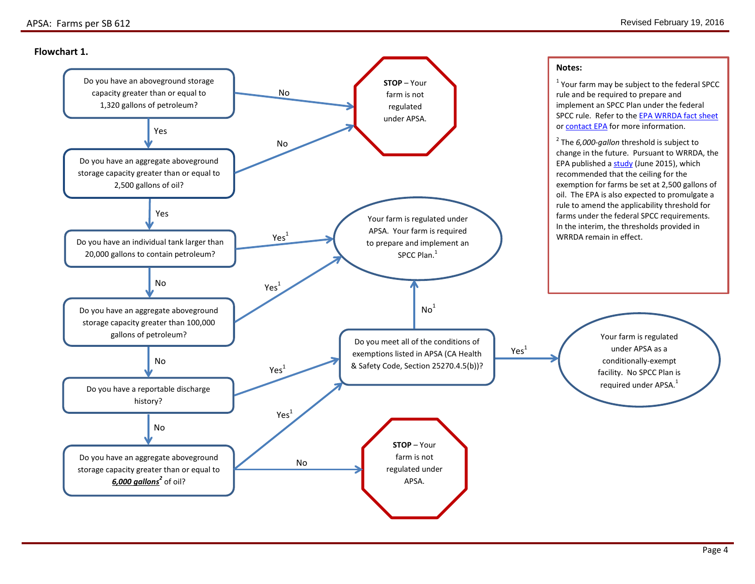**Flowchart 1.**

Do you have an aboveground storage capacity greater than or equal to 1,320 gallons of petroleum?

No

**STOP** – Your farm is not regulated under APSA.

Yes

No

Do you have an aggregate aboveground storage capacity greater than or equal to 2,500 gallons of oil?

Yes

Do you have an individual tank larger than 20,000 gallons to contain petroleum?

Yes[1]

Your farm is regulated under APSA. Your farm is required to prepare and implement an SPCC Plan.[1]

No

Yes[1]

Do you have an aggregate aboveground storage capacity greater than 100,000 gallons of petroleum?

No[1]

No

Do you meet all of the conditions of exemptions listed in APSA (CA Health & Safety Code, Section 25270.4.5(b))?

Yes[1]

Your farm is regulated under APSA as a conditionally-exempt facility. No SPCC Plan is required under APSA.[1]

Yes[1]

Do you have a reportable discharge history?

Yes[1]

No

Do you have an aggregate aboveground storage capacity greater than or equal to ***6,000 gallons***[2] of oil?

No

**STOP** – Your farm is not regulated under APSA.

**Notes:**

[1] Your farm may be subject to the federal SPCC rule and be required to prepare and implement an SPCC Plan under the federal SPCC rule. Refer to the EPA WRRDA fact sheet or contact EPA for more information.

[2] The *6,000-gallon* threshold is subject to change in the future. Pursuant to WRRDA, the EPA published a study (June 2015), which recommended that the ceiling for the exemption for farms be set at 2,500 gallons of oil. The EPA is also expected to promulgate a rule to amend the applicability threshold for farms under the federal SPCC requirements. In the interim, the thresholds provided in WRRDA remain in effect.